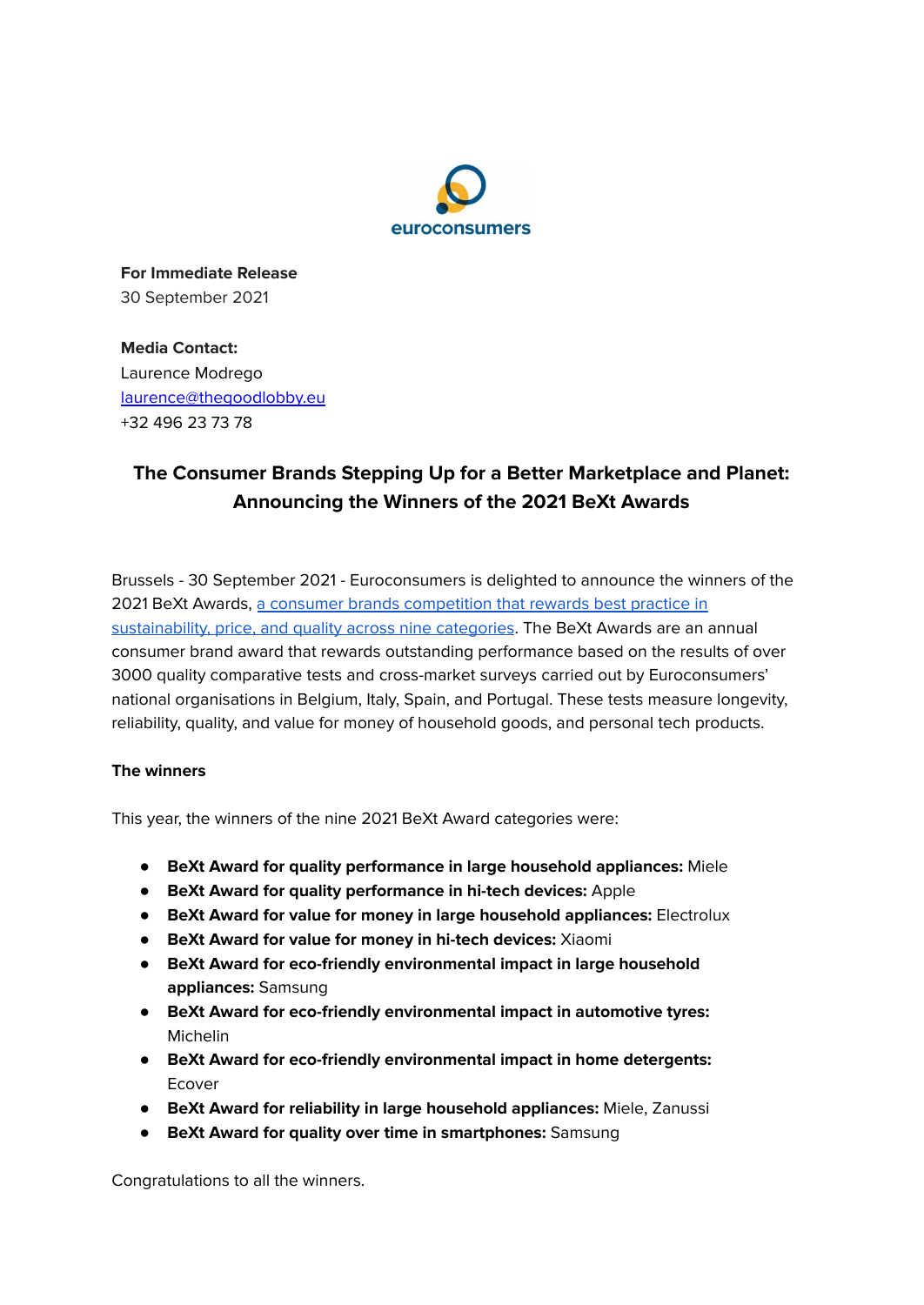euroconsumers

**For Immediate Release**
30 September 2021

**Media Contact:**
Laurence Modrego
laurence@thegoodlobby.eu
+32 496 23 73 78

## The Consumer Brands Stepping Up for a Better Marketplace and Planet: Announcing the Winners of the 2021 BeXt Awards

Brussels - 30 September 2021 - Euroconsumers is delighted to announce the winners of the 2021 BeXt Awards, a consumer brands competition that rewards best practice in sustainability, price, and quality across nine categories. The BeXt Awards are an annual consumer brand award that rewards outstanding performance based on the results of over 3000 quality comparative tests and cross-market surveys carried out by Euroconsumers' national organisations in Belgium, Italy, Spain, and Portugal. These tests measure longevity, reliability, quality, and value for money of household goods, and personal tech products.

**The winners**

This year, the winners of the nine 2021 BeXt Award categories were:

- **BeXt Award for quality performance in large household appliances:** Miele
- **BeXt Award for quality performance in hi-tech devices:** Apple
- **BeXt Award for value for money in large household appliances:** Electrolux
- **BeXt Award for value for money in hi-tech devices:** Xiaomi
- **BeXt Award for eco-friendly environmental impact in large household appliances:** Samsung
- **BeXt Award for eco-friendly environmental impact in automotive tyres:** Michelin
- **BeXt Award for eco-friendly environmental impact in home detergents:** Ecover
- **BeXt Award for reliability in large household appliances:** Miele, Zanussi
- **BeXt Award for quality over time in smartphones:** Samsung

Congratulations to all the winners.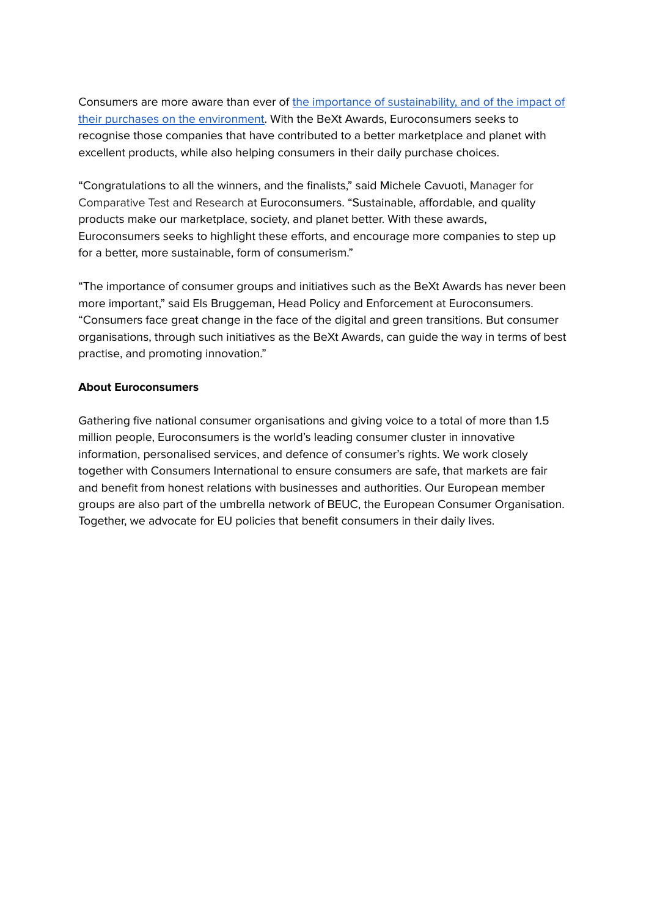Consumers are more aware than ever of [the importance of sustainability, and of the impact of their purchases on the environment](). With the BeXt Awards, Euroconsumers seeks to recognise those companies that have contributed to a better marketplace and planet with excellent products, while also helping consumers in their daily purchase choices.

"Congratulations to all the winners, and the finalists," said Michele Cavuoti, Manager for Comparative Test and Research at Euroconsumers. "Sustainable, affordable, and quality products make our marketplace, society, and planet better. With these awards, Euroconsumers seeks to highlight these efforts, and encourage more companies to step up for a better, more sustainable, form of consumerism."

"The importance of consumer groups and initiatives such as the BeXt Awards has never been more important," said Els Bruggeman, Head Policy and Enforcement at Euroconsumers. "Consumers face great change in the face of the digital and green transitions. But consumer organisations, through such initiatives as the BeXt Awards, can guide the way in terms of best practise, and promoting innovation."

**About Euroconsumers**

Gathering five national consumer organisations and giving voice to a total of more than 1.5 million people, Euroconsumers is the world's leading consumer cluster in innovative information, personalised services, and defence of consumer's rights. We work closely together with Consumers International to ensure consumers are safe, that markets are fair and benefit from honest relations with businesses and authorities. Our European member groups are also part of the umbrella network of BEUC, the European Consumer Organisation. Together, we advocate for EU policies that benefit consumers in their daily lives.